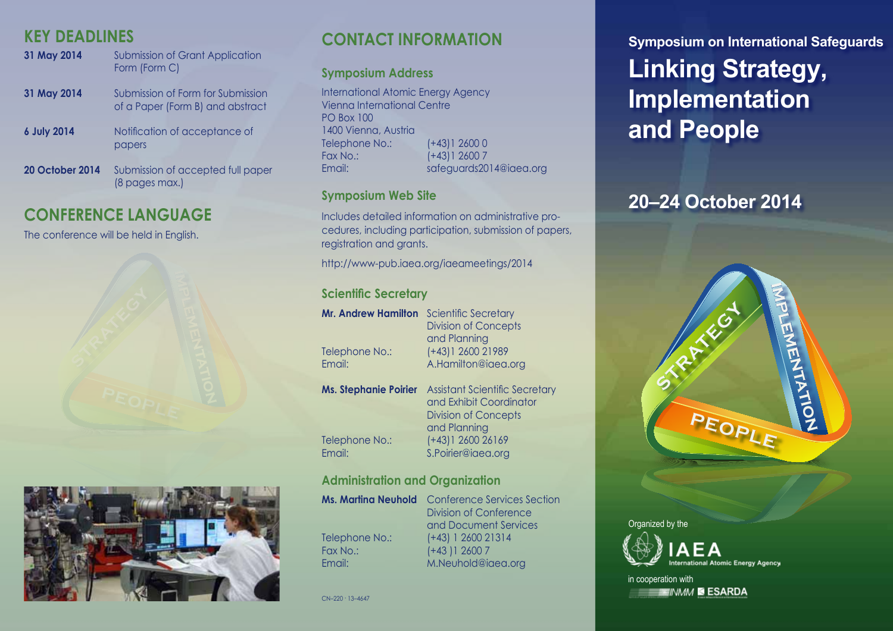## KEY DEADLINES

| | |
|---|---|
| **31 May 2014** | Submission of Grant Application Form (Form C) |
| **31 May 2014** | Submission of Form for Submission of a Paper (Form B) and abstract |
| **6 July 2014** | Notification of acceptance of papers |
| **20 October 2014** | Submission of accepted full paper (8 pages max.) |

## CONFERENCE LANGUAGE

The conference will be held in English.

## CONTACT INFORMATION

### Symposium Address

International Atomic Energy Agency
Vienna International Centre
PO Box 100
1400 Vienna, Austria

| | |
|---|---|
| Telephone No.: | (+43)1 2600 0 |
| Fax No.: | (+43)1 2600 7 |
| Email: | safeguards2014@iaea.org |

### Symposium Web Site

Includes detailed information on administrative procedures, including participation, submission of papers, registration and grants.

http://www-pub.iaea.org/iaeameetings/2014

### Scientific Secretary

**Mr. Andrew Hamilton** Scientific Secretary
Division of Concepts and Planning

| | |
|---|---|
| Telephone No.: | (+43)1 2600 21989 |
| Email: | A.Hamilton@iaea.org |

**Ms. Stephanie Poirier** Assistant Scientific Secretary and Exhibit Coordinator
Division of Concepts and Planning

| | |
|---|---|
| Telephone No.: | (+43)1 2600 26169 |
| Email: | S.Poirier@iaea.org |

### Administration and Organization

**Ms. Martina Neuhold** Conference Services Section
Division of Conference and Document Services

| | |
|---|---|
| Telephone No.: | (+43) 1 2600 21314 |
| Fax No.: | (+43 )1 2600 7 |
| Email: | M.Neuhold@iaea.org |

CN–220 · 13-4647

**Symposium on International Safeguards**

# Linking Strategy, Implementation and People

## 20–24 October 2014

Organized by the IAEA International Atomic Energy Agency

in cooperation with INMM ESARDA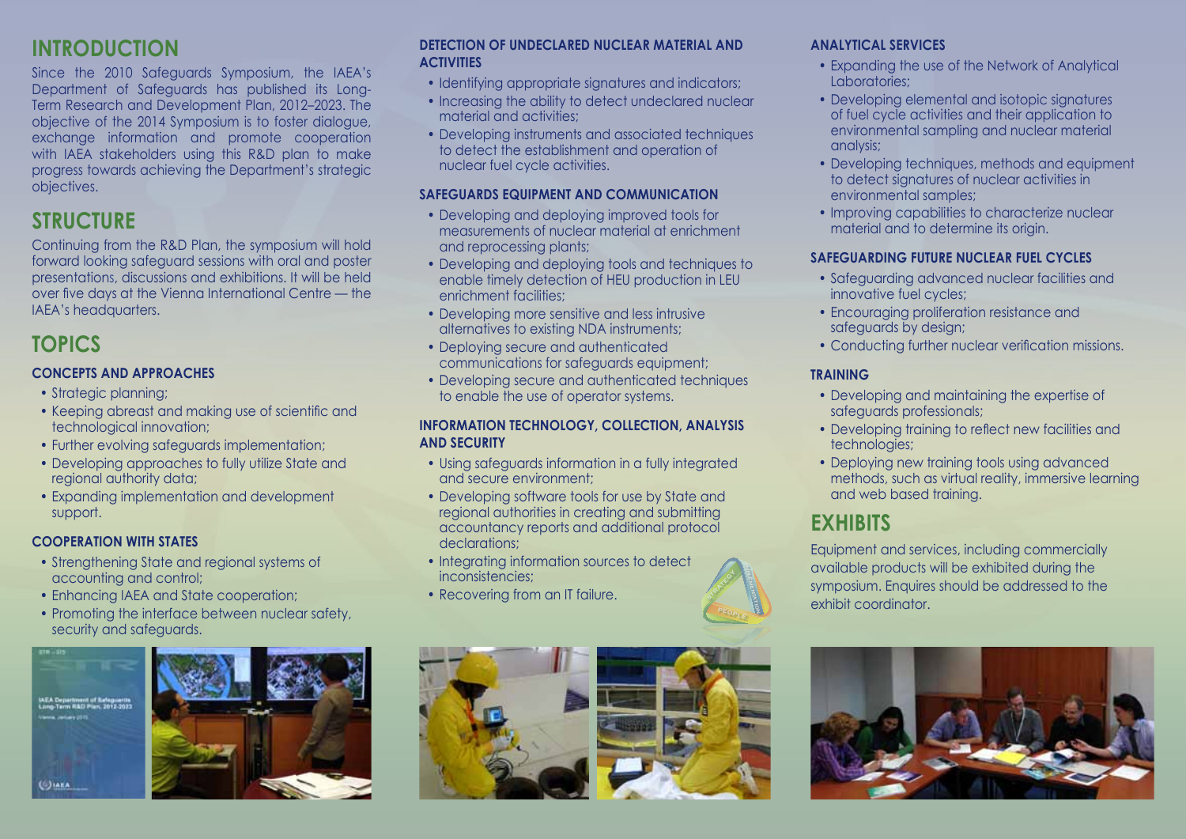## INTRODUCTION

Since the 2010 Safeguards Symposium, the IAEA's Department of Safeguards has published its Long-Term Research and Development Plan, 2012–2023. The objective of the 2014 Symposium is to foster dialogue, exchange information and promote cooperation with IAEA stakeholders using this R&D plan to make progress towards achieving the Department's strategic objectives.

## STRUCTURE

Continuing from the R&D Plan, the symposium will hold forward looking safeguard sessions with oral and poster presentations, discussions and exhibitions. It will be held over five days at the Vienna International Centre — the IAEA's headquarters.

## TOPICS

### CONCEPTS AND APPROACHES

- Strategic planning;
- Keeping abreast and making use of scientific and technological innovation;
- Further evolving safeguards implementation;
- Developing approaches to fully utilize State and regional authority data;
- Expanding implementation and development support.

### COOPERATION WITH STATES

- Strengthening State and regional systems of accounting and control;
- Enhancing IAEA and State cooperation;
- Promoting the interface between nuclear safety, security and safeguards.

### DETECTION OF UNDECLARED NUCLEAR MATERIAL AND ACTIVITIES

- Identifying appropriate signatures and indicators;
- Increasing the ability to detect undeclared nuclear material and activities;
- Developing instruments and associated techniques to detect the establishment and operation of nuclear fuel cycle activities.

### SAFEGUARDS EQUIPMENT AND COMMUNICATION

- Developing and deploying improved tools for measurements of nuclear material at enrichment and reprocessing plants;
- Developing and deploying tools and techniques to enable timely detection of HEU production in LEU enrichment facilities;
- Developing more sensitive and less intrusive alternatives to existing NDA instruments;
- Deploying secure and authenticated communications for safeguards equipment;
- Developing secure and authenticated techniques to enable the use of operator systems.

### INFORMATION TECHNOLOGY, COLLECTION, ANALYSIS AND SECURITY

- Using safeguards information in a fully integrated and secure environment;
- Developing software tools for use by State and regional authorities in creating and submitting accountancy reports and additional protocol declarations;
- Integrating information sources to detect inconsistencies;
- Recovering from an IT failure.

### ANALYTICAL SERVICES

- Expanding the use of the Network of Analytical Laboratories;
- Developing elemental and isotopic signatures of fuel cycle activities and their application to environmental sampling and nuclear material analysis;
- Developing techniques, methods and equipment to detect signatures of nuclear activities in environmental samples;
- Improving capabilities to characterize nuclear material and to determine its origin.

### SAFEGUARDING FUTURE NUCLEAR FUEL CYCLES

- Safeguarding advanced nuclear facilities and innovative fuel cycles;
- Encouraging proliferation resistance and safeguards by design;
- Conducting further nuclear verification missions.

### TRAINING

- Developing and maintaining the expertise of safeguards professionals;
- Developing training to reflect new facilities and technologies;
- Deploying new training tools using advanced methods, such as virtual reality, immersive learning and web based training.

## EXHIBITS

Equipment and services, including commercially available products will be exhibited during the symposium. Enquires should be addressed to the exhibit coordinator.